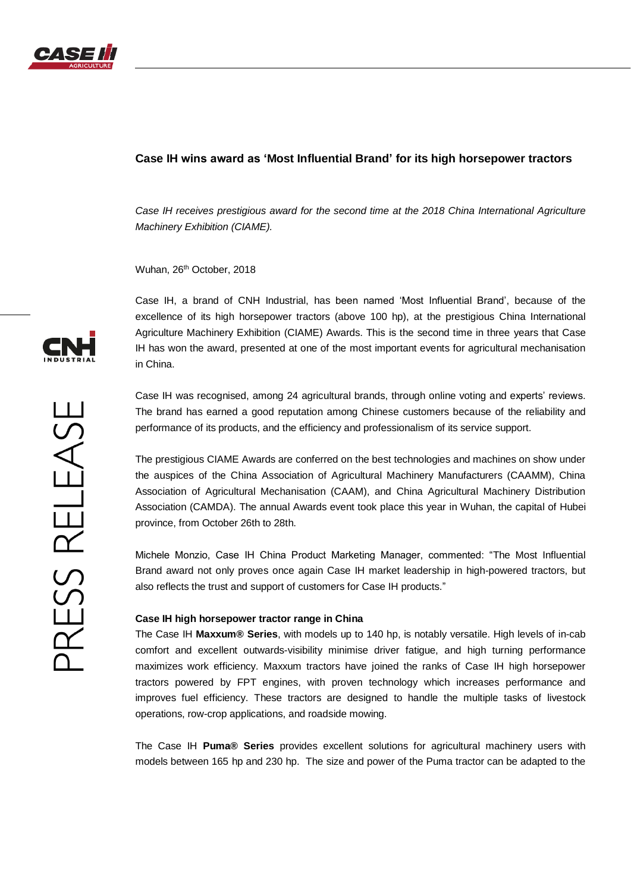### Case IH wins award as 'Most Influential Brand' for its high horsepower tractors

*Case IH receives prestigious award for the second time at the 2018 China International Agriculture Machinery Exhibition (CIAME).*

Wuhan, 26th October, 2018

Case IH, a brand of CNH Industrial, has been named 'Most Influential Brand', because of the excellence of its high horsepower tractors (above 100 hp), at the prestigious China International Agriculture Machinery Exhibition (CIAME) Awards. This is the second time in three years that Case IH has won the award, presented at one of the most important events for agricultural mechanisation in China.

Case IH was recognised, among 24 agricultural brands, through online voting and experts' reviews. The brand has earned a good reputation among Chinese customers because of the reliability and performance of its products, and the efficiency and professionalism of its service support.

The prestigious CIAME Awards are conferred on the best technologies and machines on show under the auspices of the China Association of Agricultural Machinery Manufacturers (CAAMM), China Association of Agricultural Mechanisation (CAAM), and China Agricultural Machinery Distribution Association (CAMDA). The annual Awards event took place this year in Wuhan, the capital of Hubei province, from October 26th to 28th.

Michele Monzio, Case IH China Product Marketing Manager, commented: "The Most Influential Brand award not only proves once again Case IH market leadership in high-powered tractors, but also reflects the trust and support of customers for Case IH products."

**Case IH high horsepower tractor range in China**

The Case IH **Maxxum® Series**, with models up to 140 hp, is notably versatile. High levels of in-cab comfort and excellent outwards-visibility minimise driver fatigue, and high turning performance maximizes work efficiency. Maxxum tractors have joined the ranks of Case IH high horsepower tractors powered by FPT engines, with proven technology which increases performance and improves fuel efficiency. These tractors are designed to handle the multiple tasks of livestock operations, row-crop applications, and roadside mowing.

The Case IH **Puma® Series** provides excellent solutions for agricultural machinery users with models between 165 hp and 230 hp. The size and power of the Puma tractor can be adapted to the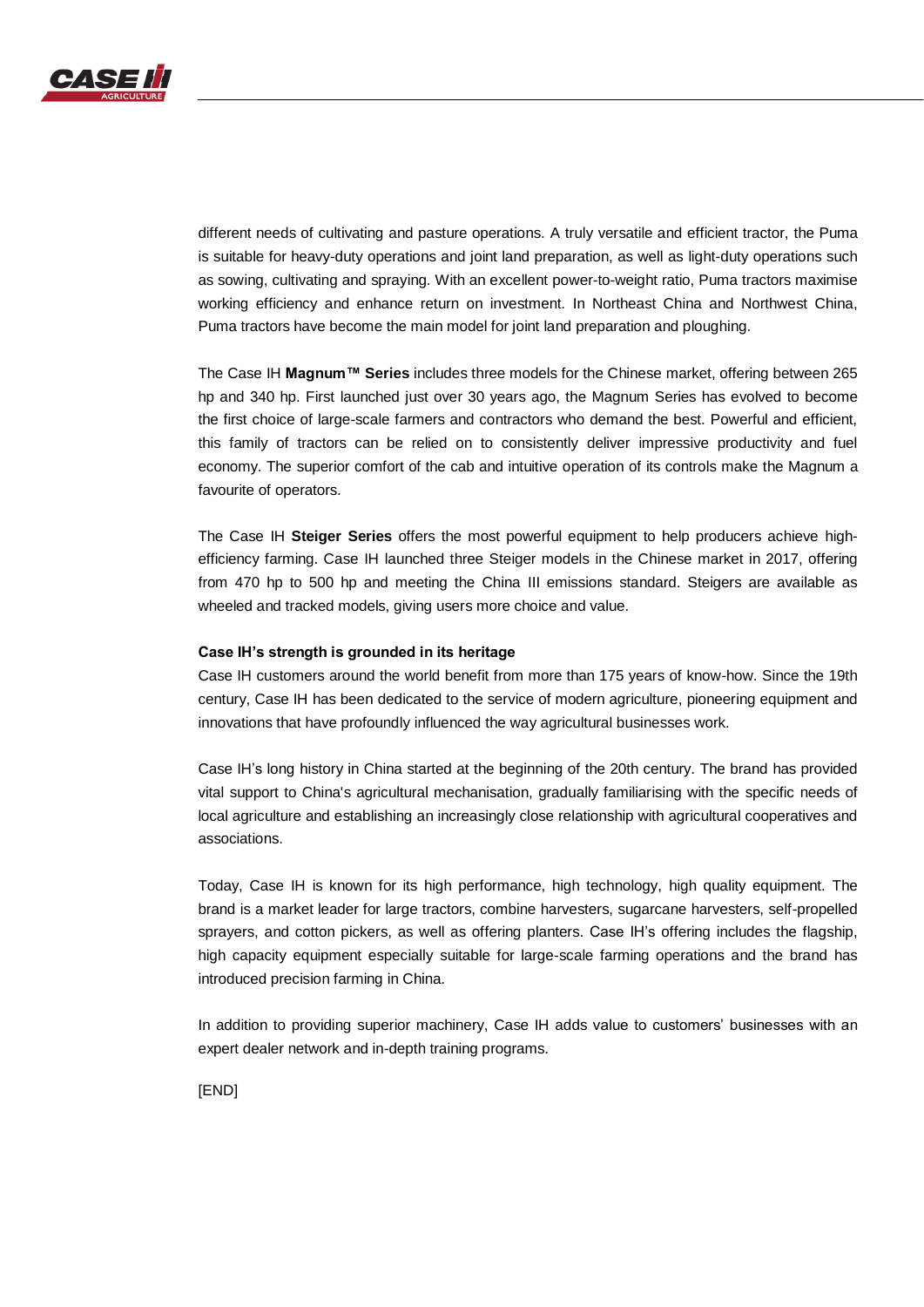different needs of cultivating and pasture operations. A truly versatile and efficient tractor, the Puma is suitable for heavy-duty operations and joint land preparation, as well as light-duty operations such as sowing, cultivating and spraying. With an excellent power-to-weight ratio, Puma tractors maximise working efficiency and enhance return on investment. In Northeast China and Northwest China, Puma tractors have become the main model for joint land preparation and ploughing.

The Case IH **Magnum™ Series** includes three models for the Chinese market, offering between 265 hp and 340 hp. First launched just over 30 years ago, the Magnum Series has evolved to become the first choice of large-scale farmers and contractors who demand the best. Powerful and efficient, this family of tractors can be relied on to consistently deliver impressive productivity and fuel economy. The superior comfort of the cab and intuitive operation of its controls make the Magnum a favourite of operators.

The Case IH **Steiger Series** offers the most powerful equipment to help producers achieve high-efficiency farming. Case IH launched three Steiger models in the Chinese market in 2017, offering from 470 hp to 500 hp and meeting the China III emissions standard. Steigers are available as wheeled and tracked models, giving users more choice and value.

**Case IH's strength is grounded in its heritage**

Case IH customers around the world benefit from more than 175 years of know-how. Since the 19th century, Case IH has been dedicated to the service of modern agriculture, pioneering equipment and innovations that have profoundly influenced the way agricultural businesses work.

Case IH's long history in China started at the beginning of the 20th century. The brand has provided vital support to China's agricultural mechanisation, gradually familiarising with the specific needs of local agriculture and establishing an increasingly close relationship with agricultural cooperatives and associations.

Today, Case IH is known for its high performance, high technology, high quality equipment. The brand is a market leader for large tractors, combine harvesters, sugarcane harvesters, self-propelled sprayers, and cotton pickers, as well as offering planters. Case IH's offering includes the flagship, high capacity equipment especially suitable for large-scale farming operations and the brand has introduced precision farming in China.

In addition to providing superior machinery, Case IH adds value to customers' businesses with an expert dealer network and in-depth training programs.

[END]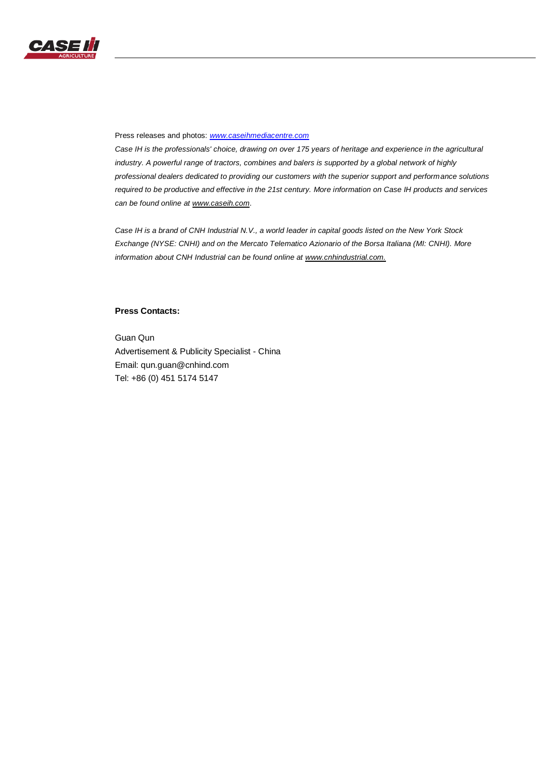Press releases and photos: [www.caseihmediacentre.com](http://www.caseihmediacentre.com)

*Case IH is the professionals' choice, drawing on over 175 years of heritage and experience in the agricultural industry. A powerful range of tractors, combines and balers is supported by a global network of highly professional dealers dedicated to providing our customers with the superior support and performance solutions required to be productive and effective in the 21st century. More information on Case IH products and services can be found online at www.caseih.com.*

*Case IH is a brand of CNH Industrial N.V., a world leader in capital goods listed on the New York Stock Exchange (NYSE: CNHI) and on the Mercato Telematico Azionario of the Borsa Italiana (MI: CNHI). More information about CNH Industrial can be found online at www.cnhindustrial.com.*

**Press Contacts:**

Guan Qun
Advertisement & Publicity Specialist - China
Email: qun.guan@cnhind.com
Tel: +86 (0) 451 5174 5147